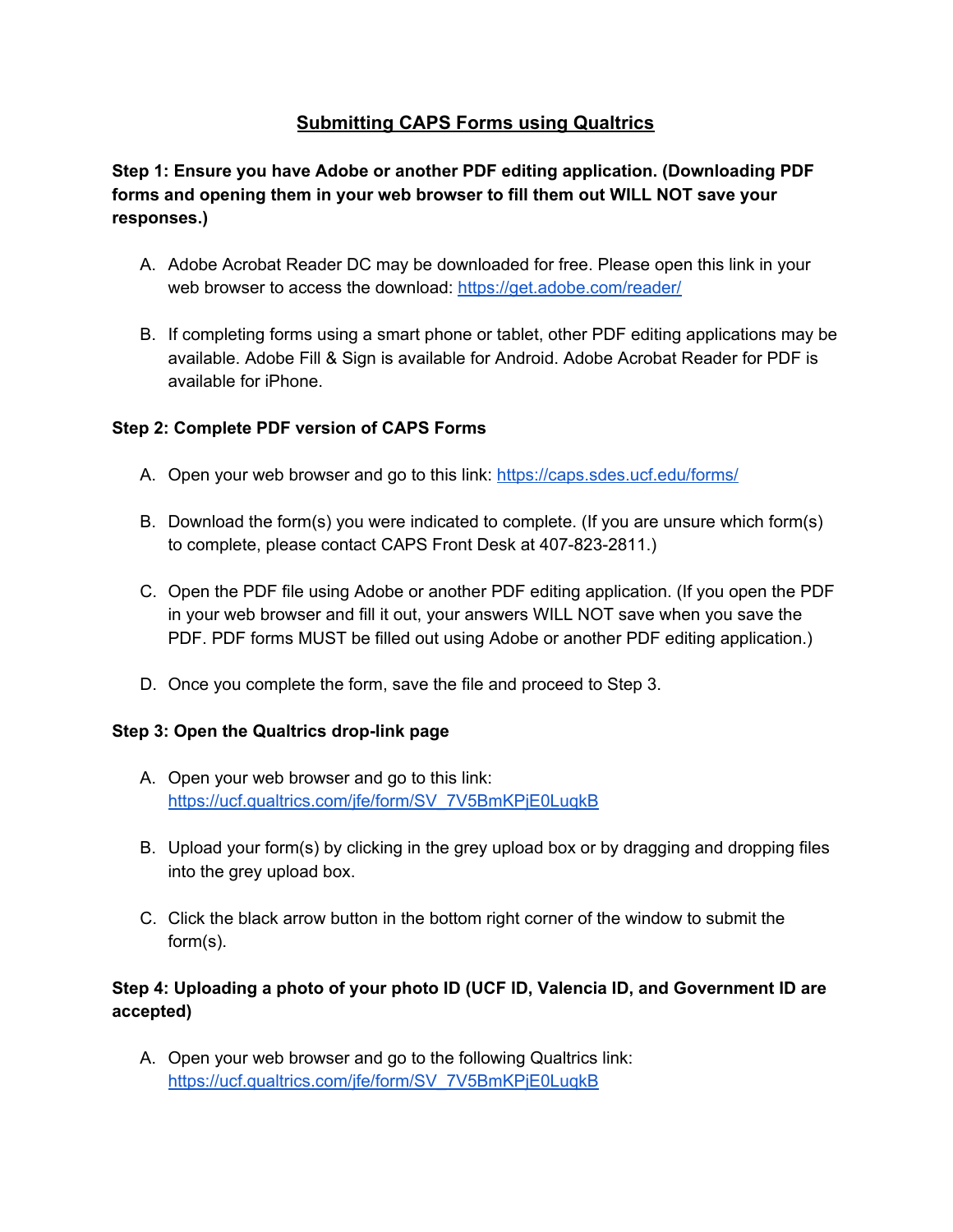# Submitting CAPS Forms using Qualtrics

**Step 1: Ensure you have Adobe or another PDF editing application. (Downloading PDF forms and opening them in your web browser to fill them out WILL NOT save your responses.)**

A. Adobe Acrobat Reader DC may be downloaded for free. Please open this link in your web browser to access the download: https://get.adobe.com/reader/

B. If completing forms using a smart phone or tablet, other PDF editing applications may be available. Adobe Fill & Sign is available for Android. Adobe Acrobat Reader for PDF is available for iPhone.

**Step 2: Complete PDF version of CAPS Forms**

A. Open your web browser and go to this link: https://caps.sdes.ucf.edu/forms/

B. Download the form(s) you were indicated to complete. (If you are unsure which form(s) to complete, please contact CAPS Front Desk at 407-823-2811.)

C. Open the PDF file using Adobe or another PDF editing application. (If you open the PDF in your web browser and fill it out, your answers WILL NOT save when you save the PDF. PDF forms MUST be filled out using Adobe or another PDF editing application.)

D. Once you complete the form, save the file and proceed to Step 3.

**Step 3: Open the Qualtrics drop-link page**

A. Open your web browser and go to this link: https://ucf.qualtrics.com/jfe/form/SV_7V5BmKPjE0LuqkB

B. Upload your form(s) by clicking in the grey upload box or by dragging and dropping files into the grey upload box.

C. Click the black arrow button in the bottom right corner of the window to submit the form(s).

**Step 4: Uploading a photo of your photo ID (UCF ID, Valencia ID, and Government ID are accepted)**

A. Open your web browser and go to the following Qualtrics link: https://ucf.qualtrics.com/jfe/form/SV_7V5BmKPjE0LuqkB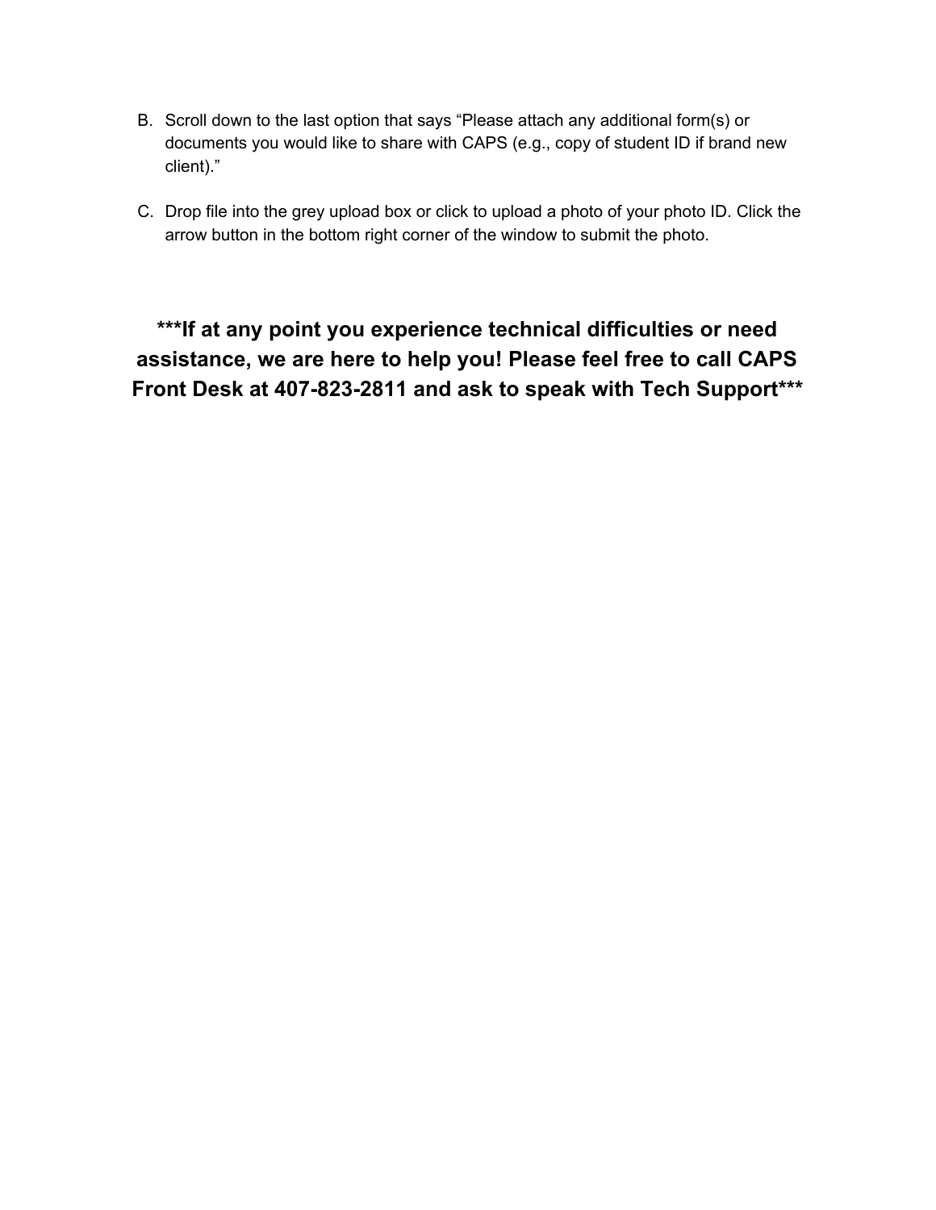B. Scroll down to the last option that says "Please attach any additional form(s) or documents you would like to share with CAPS (e.g., copy of student ID if brand new client)."

C. Drop file into the grey upload box or click to upload a photo of your photo ID. Click the arrow button in the bottom right corner of the window to submit the photo.

**\*\*\*If at any point you experience technical difficulties or need assistance, we are here to help you! Please feel free to call CAPS Front Desk at 407-823-2811 and ask to speak with Tech Support\*\*\***